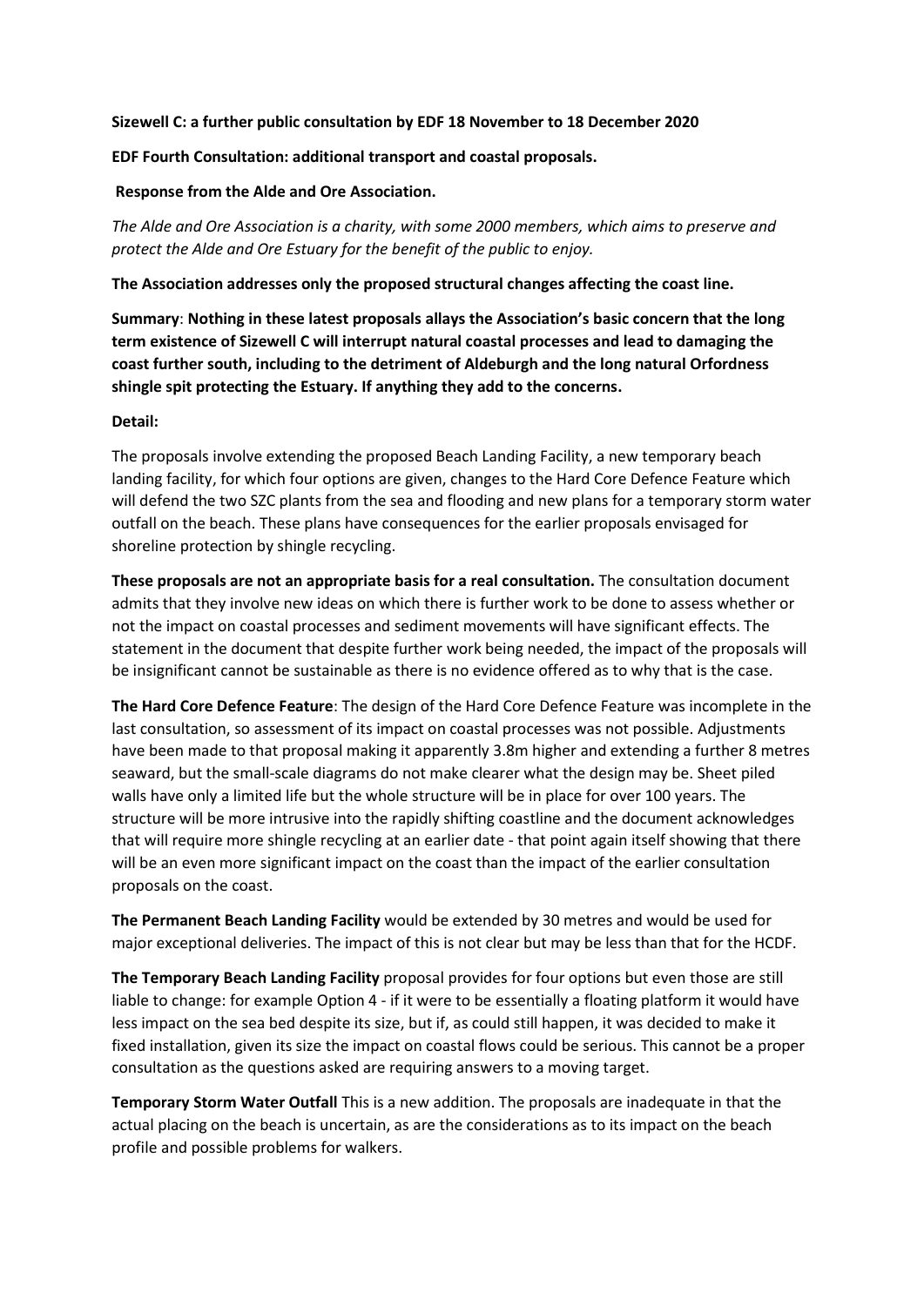**Sizewell C: a further public consultation by EDF 18 November to 18 December 2020**

**EDF Fourth Consultation: additional transport and coastal proposals.**

**Response from the Alde and Ore Association.**

*The Alde and Ore Association is a charity, with some 2000 members, which aims to preserve and protect the Alde and Ore Estuary for the benefit of the public to enjoy.*

**The Association addresses only the proposed structural changes affecting the coast line.**

**Summary**: **Nothing in these latest proposals allays the Association's basic concern that the long term existence of Sizewell C will interrupt natural coastal processes and lead to damaging the coast further south, including to the detriment of Aldeburgh and the long natural Orfordness shingle spit protecting the Estuary. If anything they add to the concerns.**

**Detail:**

The proposals involve extending the proposed Beach Landing Facility, a new temporary beach landing facility, for which four options are given, changes to the Hard Core Defence Feature which will defend the two SZC plants from the sea and flooding and new plans for a temporary storm water outfall on the beach. These plans have consequences for the earlier proposals envisaged for shoreline protection by shingle recycling.

**These proposals are not an appropriate basis for a real consultation.** The consultation document admits that they involve new ideas on which there is further work to be done to assess whether or not the impact on coastal processes and sediment movements will have significant effects. The statement in the document that despite further work being needed, the impact of the proposals will be insignificant cannot be sustainable as there is no evidence offered as to why that is the case.

**The Hard Core Defence Feature**: The design of the Hard Core Defence Feature was incomplete in the last consultation, so assessment of its impact on coastal processes was not possible. Adjustments have been made to that proposal making it apparently 3.8m higher and extending a further 8 metres seaward, but the small-scale diagrams do not make clearer what the design may be. Sheet piled walls have only a limited life but the whole structure will be in place for over 100 years. The structure will be more intrusive into the rapidly shifting coastline and the document acknowledges that will require more shingle recycling at an earlier date - that point again itself showing that there will be an even more significant impact on the coast than the impact of the earlier consultation proposals on the coast.

**The Permanent Beach Landing Facility** would be extended by 30 metres and would be used for major exceptional deliveries. The impact of this is not clear but may be less than that for the HCDF.

**The Temporary Beach Landing Facility** proposal provides for four options but even those are still liable to change: for example Option 4 - if it were to be essentially a floating platform it would have less impact on the sea bed despite its size, but if, as could still happen, it was decided to make it fixed installation, given its size the impact on coastal flows could be serious. This cannot be a proper consultation as the questions asked are requiring answers to a moving target.

**Temporary Storm Water Outfall** This is a new addition. The proposals are inadequate in that the actual placing on the beach is uncertain, as are the considerations as to its impact on the beach profile and possible problems for walkers.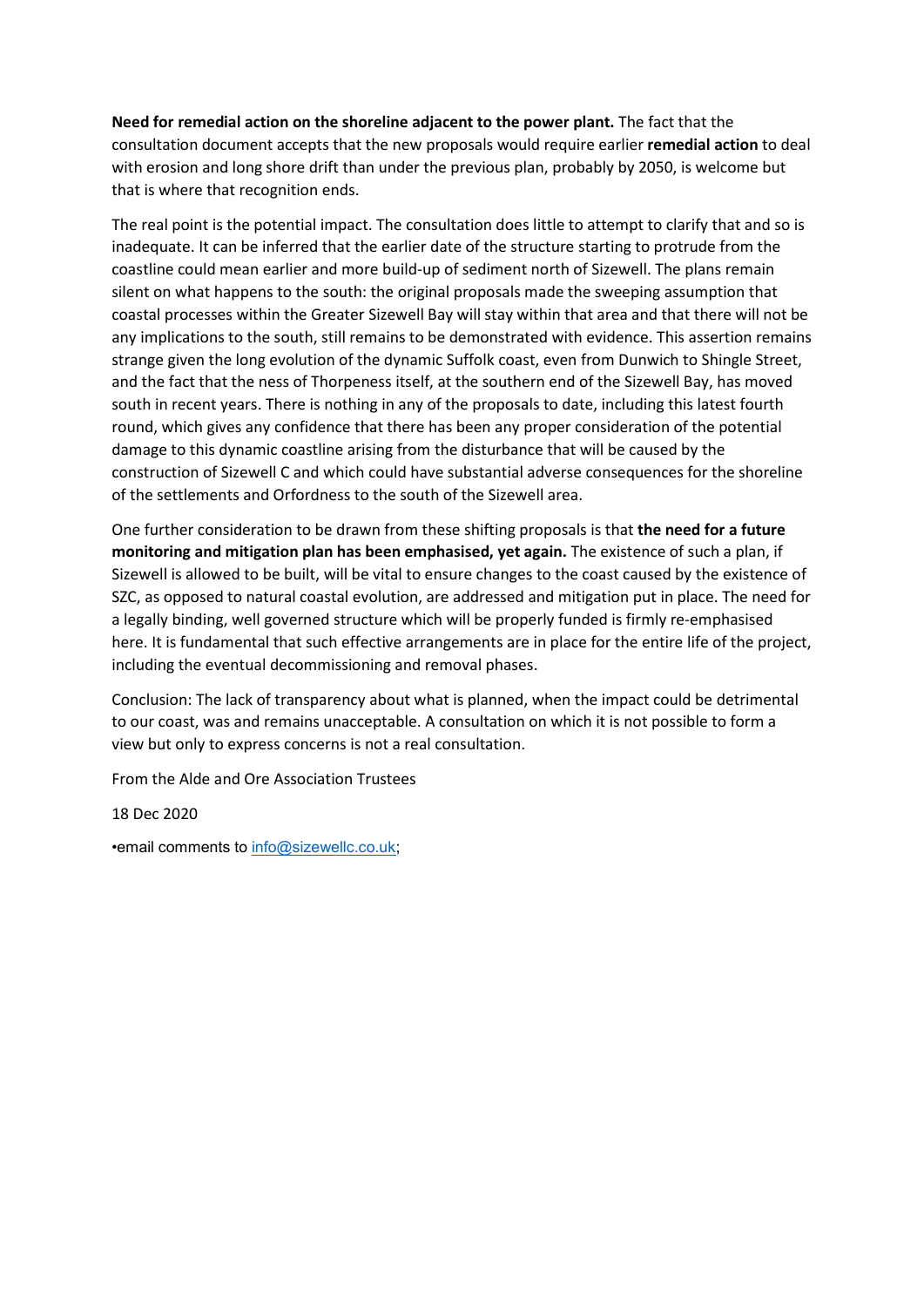**Need for remedial action on the shoreline adjacent to the power plant.** The fact that the consultation document accepts that the new proposals would require earlier **remedial action** to deal with erosion and long shore drift than under the previous plan, probably by 2050, is welcome but that is where that recognition ends.

The real point is the potential impact. The consultation does little to attempt to clarify that and so is inadequate. It can be inferred that the earlier date of the structure starting to protrude from the coastline could mean earlier and more build-up of sediment north of Sizewell. The plans remain silent on what happens to the south: the original proposals made the sweeping assumption that coastal processes within the Greater Sizewell Bay will stay within that area and that there will not be any implications to the south, still remains to be demonstrated with evidence. This assertion remains strange given the long evolution of the dynamic Suffolk coast, even from Dunwich to Shingle Street, and the fact that the ness of Thorpeness itself, at the southern end of the Sizewell Bay, has moved south in recent years. There is nothing in any of the proposals to date, including this latest fourth round, which gives any confidence that there has been any proper consideration of the potential damage to this dynamic coastline arising from the disturbance that will be caused by the construction of Sizewell C and which could have substantial adverse consequences for the shoreline of the settlements and Orfordness to the south of the Sizewell area.

One further consideration to be drawn from these shifting proposals is that **the need for a future monitoring and mitigation plan has been emphasised, yet again.** The existence of such a plan, if Sizewell is allowed to be built, will be vital to ensure changes to the coast caused by the existence of SZC, as opposed to natural coastal evolution, are addressed and mitigation put in place. The need for a legally binding, well governed structure which will be properly funded is firmly re-emphasised here. It is fundamental that such effective arrangements are in place for the entire life of the project, including the eventual decommissioning and removal phases.

Conclusion: The lack of transparency about what is planned, when the impact could be detrimental to our coast, was and remains unacceptable. A consultation on which it is not possible to form a view but only to express concerns is not a real consultation.

From the Alde and Ore Association Trustees

18 Dec 2020

•email comments to info@sizewellc.co.uk;